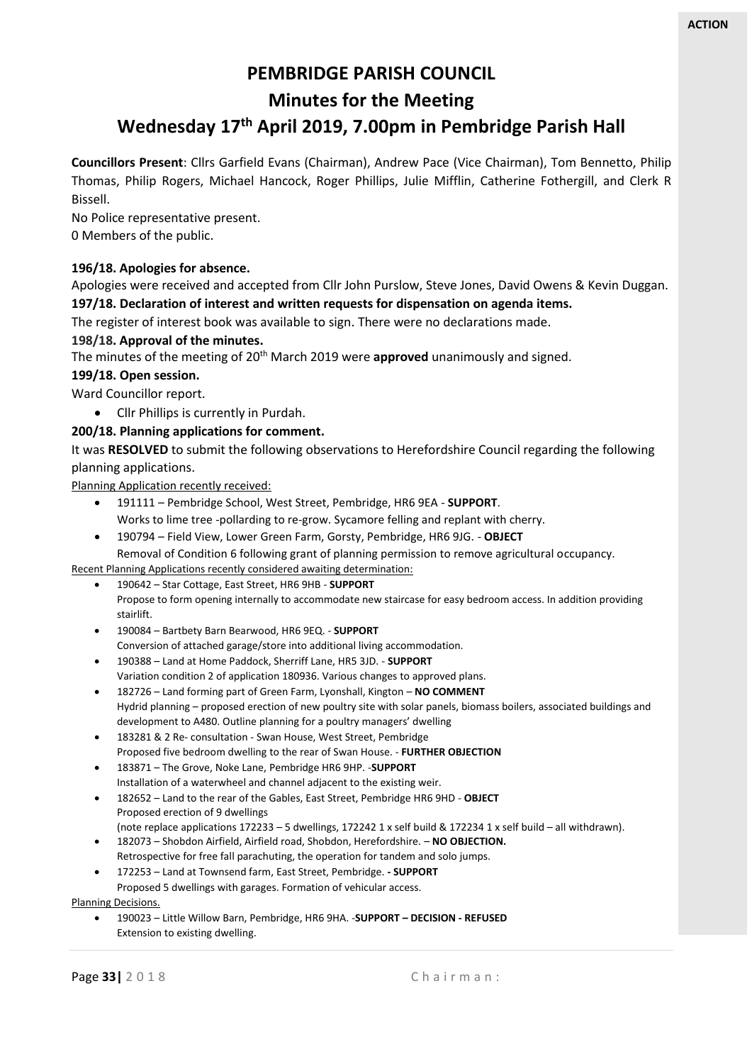**ACTION**

# PEMBRIDGE PARISH COUNCIL

## Minutes for the Meeting

## Wednesday 17th April 2019, 7.00pm in Pembridge Parish Hall

**Councillors Present**: Cllrs Garfield Evans (Chairman), Andrew Pace (Vice Chairman), Tom Bennetto, Philip Thomas, Philip Rogers, Michael Hancock, Roger Phillips, Julie Mifflin, Catherine Fothergill, and Clerk R Bissell.

No Police representative present.

0 Members of the public.

**196/18. Apologies for absence.**

Apologies were received and accepted from Cllr John Purslow, Steve Jones, David Owens & Kevin Duggan.

**197/18. Declaration of interest and written requests for dispensation on agenda items.**

The register of interest book was available to sign. There were no declarations made.

**198/18. Approval of the minutes.**

The minutes of the meeting of 20th March 2019 were **approved** unanimously and signed.

**199/18. Open session.**

Ward Councillor report.

- Cllr Phillips is currently in Purdah.

**200/18. Planning applications for comment.**

It was **RESOLVED** to submit the following observations to Herefordshire Council regarding the following planning applications.

Planning Application recently received:

- 191111 – Pembridge School, West Street, Pembridge, HR6 9EA - **SUPPORT**.
  Works to lime tree -pollarding to re-grow. Sycamore felling and replant with cherry.
- 190794 – Field View, Lower Green Farm, Gorsty, Pembridge, HR6 9JG. - **OBJECT**
  Removal of Condition 6 following grant of planning permission to remove agricultural occupancy.

Recent Planning Applications recently considered awaiting determination:

- 190642 – Star Cottage, East Street, HR6 9HB - **SUPPORT**
  Propose to form opening internally to accommodate new staircase for easy bedroom access. In addition providing stairlift.
- 190084 – Bartbety Barn Bearwood, HR6 9EQ. - **SUPPORT**
  Conversion of attached garage/store into additional living accommodation.
- 190388 – Land at Home Paddock, Sherriff Lane, HR5 3JD. - **SUPPORT**
  Variation condition 2 of application 180936. Various changes to approved plans.
- 182726 – Land forming part of Green Farm, Lyonshall, Kington – **NO COMMENT**
  Hydrid planning – proposed erection of new poultry site with solar panels, biomass boilers, associated buildings and development to A480. Outline planning for a poultry managers' dwelling
- 183281 & 2 Re- consultation - Swan House, West Street, Pembridge
  Proposed five bedroom dwelling to the rear of Swan House. - **FURTHER OBJECTION**
- 183871 – The Grove, Noke Lane, Pembridge HR6 9HP. -**SUPPORT**
  Installation of a waterwheel and channel adjacent to the existing weir.
- 182652 – Land to the rear of the Gables, East Street, Pembridge HR6 9HD - **OBJECT**
  Proposed erection of 9 dwellings
  (note replace applications 172233 – 5 dwellings, 172242 1 x self build & 172234 1 x self build – all withdrawn).
- 182073 – Shobdon Airfield, Airfield road, Shobdon, Herefordshire. – **NO OBJECTION.**
  Retrospective for free fall parachuting, the operation for tandem and solo jumps.
- 172253 – Land at Townsend farm, East Street, Pembridge. **- SUPPORT**
  Proposed 5 dwellings with garages. Formation of vehicular access.

Planning Decisions.

- 190023 – Little Willow Barn, Pembridge, HR6 9HA. -**SUPPORT – DECISION - REFUSED**
  Extension to existing dwelling.

Chairman: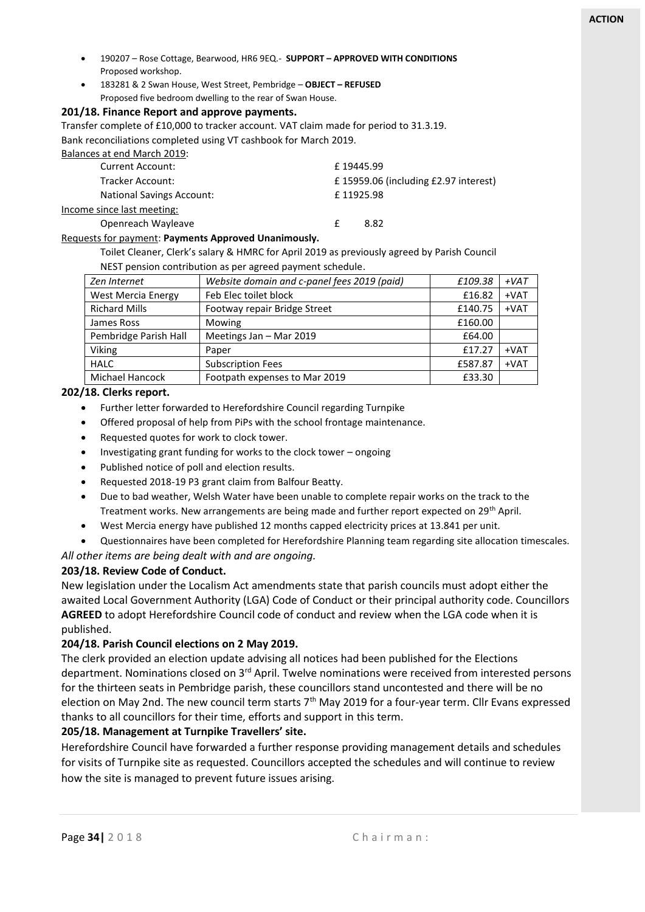- 190207 – Rose Cottage, Bearwood, HR6 9EQ.- **SUPPORT – APPROVED WITH CONDITIONS**
  Proposed workshop.
- 183281 & 2 Swan House, West Street, Pembridge – **OBJECT – REFUSED**
  Proposed five bedroom dwelling to the rear of Swan House.

**201/18. Finance Report and approve payments.**

Transfer complete of £10,000 to tracker account. VAT claim made for period to 31.3.19.
Bank reconciliations completed using VT cashbook for March 2019.

Balances at end March 2019:

| | |
|---|---|
| Current Account: | £ 19445.99 |
| Tracker Account: | £ 15959.06 (including £2.97 interest) |
| National Savings Account: | £ 11925.98 |

Income since last meeting:

| | |
|---|---|
| Openreach Wayleave | £ 8.82 |

Requests for payment: **Payments Approved Unanimously.**

Toilet Cleaner, Clerk's salary & HMRC for April 2019 as previously agreed by Parish Council
NEST pension contribution as per agreed payment schedule.

| | | | |
|---|---|---|---|
| *Zen Internet* | *Website domain and c-panel fees 2019 (paid)* | *£109.38* | *+VAT* |
| West Mercia Energy | Feb Elec toilet block | £16.82 | +VAT |
| Richard Mills | Footway repair Bridge Street | £140.75 | +VAT |
| James Ross | Mowing | £160.00 | |
| Pembridge Parish Hall | Meetings Jan – Mar 2019 | £64.00 | |
| Viking | Paper | £17.27 | +VAT |
| HALC | Subscription Fees | £587.87 | +VAT |
| Michael Hancock | Footpath expenses to Mar 2019 | £33.30 | |

**202/18. Clerks report.**

- Further letter forwarded to Herefordshire Council regarding Turnpike
- Offered proposal of help from PiPs with the school frontage maintenance.
- Requested quotes for work to clock tower.
- Investigating grant funding for works to the clock tower – ongoing
- Published notice of poll and election results.
- Requested 2018-19 P3 grant claim from Balfour Beatty.
- Due to bad weather, Welsh Water have been unable to complete repair works on the track to the Treatment works. New arrangements are being made and further report expected on 29th April.
- West Mercia energy have published 12 months capped electricity prices at 13.841 per unit.
- Questionnaires have been completed for Herefordshire Planning team regarding site allocation timescales.

*All other items are being dealt with and are ongoing.*

**203/18. Review Code of Conduct.**

New legislation under the Localism Act amendments state that parish councils must adopt either the awaited Local Government Authority (LGA) Code of Conduct or their principal authority code. Councillors **AGREED** to adopt Herefordshire Council code of conduct and review when the LGA code when it is published.

**204/18. Parish Council elections on 2 May 2019.**

The clerk provided an election update advising all notices had been published for the Elections department. Nominations closed on 3rd April. Twelve nominations were received from interested persons for the thirteen seats in Pembridge parish, these councillors stand uncontested and there will be no election on May 2nd. The new council term starts 7th May 2019 for a four-year term. Cllr Evans expressed thanks to all councillors for their time, efforts and support in this term.

**205/18. Management at Turnpike Travellers' site.**

Herefordshire Council have forwarded a further response providing management details and schedules for visits of Turnpike site as requested. Councillors accepted the schedules and will continue to review how the site is managed to prevent future issues arising.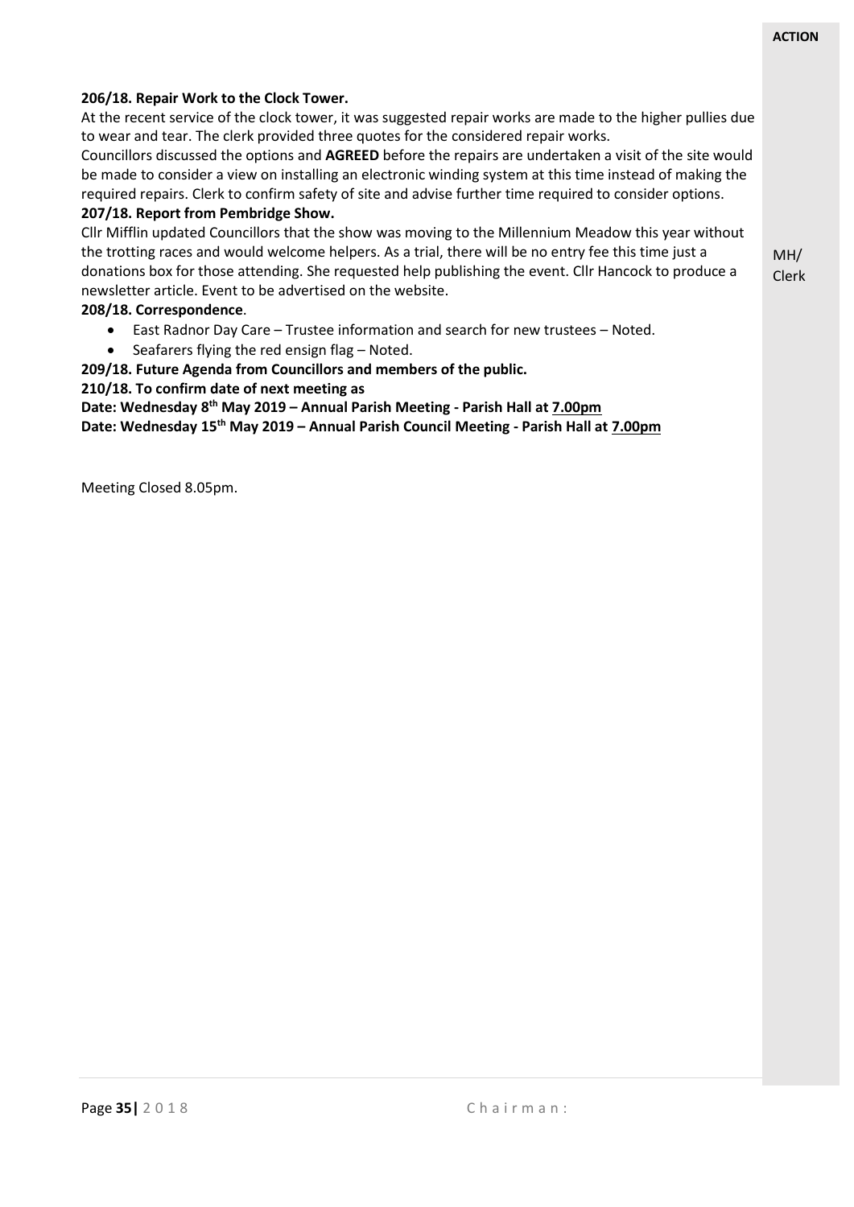**ACTION**

**206/18. Repair Work to the Clock Tower.**

At the recent service of the clock tower, it was suggested repair works are made to the higher pullies due to wear and tear. The clerk provided three quotes for the considered repair works.

Councillors discussed the options and **AGREED** before the repairs are undertaken a visit of the site would be made to consider a view on installing an electronic winding system at this time instead of making the required repairs. Clerk to confirm safety of site and advise further time required to consider options.

**207/18. Report from Pembridge Show.**

Cllr Mifflin updated Councillors that the show was moving to the Millennium Meadow this year without the trotting races and would welcome helpers. As a trial, there will be no entry fee this time just a donations box for those attending. She requested help publishing the event. Cllr Hancock to produce a newsletter article. Event to be advertised on the website. — MH/ Clerk

**208/18. Correspondence**.

- East Radnor Day Care – Trustee information and search for new trustees – Noted.
- Seafarers flying the red ensign flag – Noted.

**209/18. Future Agenda from Councillors and members of the public.**

**210/18. To confirm date of next meeting as**

**Date: Wednesday 8th May 2019 – Annual Parish Meeting - Parish Hall at 7.00pm**

**Date: Wednesday 15th May 2019 – Annual Parish Council Meeting - Parish Hall at 7.00pm**

Meeting Closed 8.05pm.

Chairman: